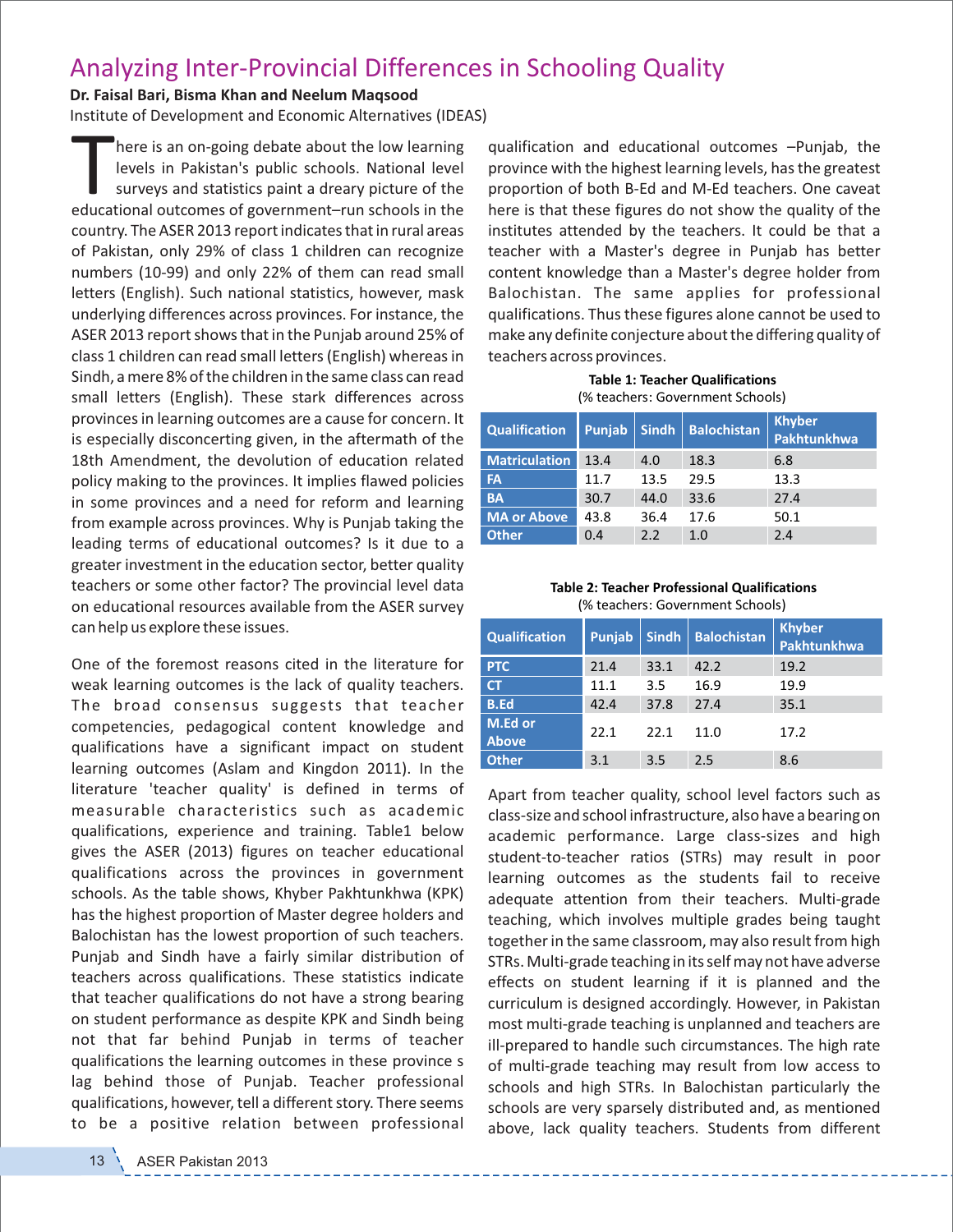# Analyzing Inter-Provincial Differences in Schooling Quality

**Dr. Faisal Bari, Bisma Khan and Neelum Maqsood**

Institute of Development and Economic Alternatives (IDEAS)

There is an on-going debate about the low learning levels in Pakistan's public schools. National level surveys and statistics paint a dreary picture of the educational outcomes of government–run schools in the country. The ASER 2013 report indicates that in rural areas of Pakistan, only 29% of class 1 children can recognize numbers (10-99) and only 22% of them can read small letters (English). Such national statistics, however, mask underlying differences across provinces. For instance, the ASER 2013 report shows that in the Punjab around 25% of class 1 children can read small letters (English) whereas in Sindh, a mere 8% of the children in the same class can read small letters (English). These stark differences across provinces in learning outcomes are a cause for concern. It is especially disconcerting given, in the aftermath of the 18th Amendment, the devolution of education related policy making to the provinces. It implies flawed policies in some provinces and a need for reform and learning from example across provinces. Why is Punjab taking the leading terms of educational outcomes? Is it due to a greater investment in the education sector, better quality teachers or some other factor? The provincial level data on educational resources available from the ASER survey can help us explore these issues.

One of the foremost reasons cited in the literature for weak learning outcomes is the lack of quality teachers. The broad consensus suggests that teacher competencies, pedagogical content knowledge and qualifications have a significant impact on student learning outcomes (Aslam and Kingdon 2011). In the literature 'teacher quality' is defined in terms of measurable characteristics such as academic qualifications, experience and training. Table1 below gives the ASER (2013) figures on teacher educational qualifications across the provinces in government schools. As the table shows, Khyber Pakhtunkhwa (KPK) has the highest proportion of Master degree holders and Balochistan has the lowest proportion of such teachers. Punjab and Sindh have a fairly similar distribution of teachers across qualifications. These statistics indicate that teacher qualifications do not have a strong bearing on student performance as despite KPK and Sindh being not that far behind Punjab in terms of teacher qualifications the learning outcomes in these province s lag behind those of Punjab. Teacher professional qualifications, however, tell a different story. There seems to be a positive relation between professional qualification and educational outcomes –Punjab, the province with the highest learning levels, has the greatest proportion of both B-Ed and M-Ed teachers. One caveat here is that these figures do not show the quality of the institutes attended by the teachers. It could be that a teacher with a Master's degree in Punjab has better content knowledge than a Master's degree holder from Balochistan. The same applies for professional qualifications. Thus these figures alone cannot be used to make any definite conjecture about the differing quality of teachers across provinces.

**Table 1: Teacher Qualifications**
(% teachers: Government Schools)

| Qualification | Punjab | Sindh | Balochistan | Khyber Pakhtunkhwa |
|---|---|---|---|---|
| Matriculation | 13.4 | 4.0 | 18.3 | 6.8 |
| FA | 11.7 | 13.5 | 29.5 | 13.3 |
| BA | 30.7 | 44.0 | 33.6 | 27.4 |
| MA or Above | 43.8 | 36.4 | 17.6 | 50.1 |
| Other | 0.4 | 2.2 | 1.0 | 2.4 |

**Table 2: Teacher Professional Qualifications**
(% teachers: Government Schools)

| Qualification | Punjab | Sindh | Balochistan | Khyber Pakhtunkhwa |
|---|---|---|---|---|
| PTC | 21.4 | 33.1 | 42.2 | 19.2 |
| CT | 11.1 | 3.5 | 16.9 | 19.9 |
| B.Ed | 42.4 | 37.8 | 27.4 | 35.1 |
| M.Ed or Above | 22.1 | 22.1 | 11.0 | 17.2 |
| Other | 3.1 | 3.5 | 2.5 | 8.6 |

Apart from teacher quality, school level factors such as class-size and school infrastructure, also have a bearing on academic performance. Large class-sizes and high student-to-teacher ratios (STRs) may result in poor learning outcomes as the students fail to receive adequate attention from their teachers. Multi-grade teaching, which involves multiple grades being taught together in the same classroom, may also result from high STRs. Multi-grade teaching in its self may not have adverse effects on student learning if it is planned and the curriculum is designed accordingly. However, in Pakistan most multi-grade teaching is unplanned and teachers are ill-prepared to handle such circumstances. The high rate of multi-grade teaching may result from low access to schools and high STRs. In Balochistan particularly the schools are very sparsely distributed and, as mentioned above, lack quality teachers. Students from different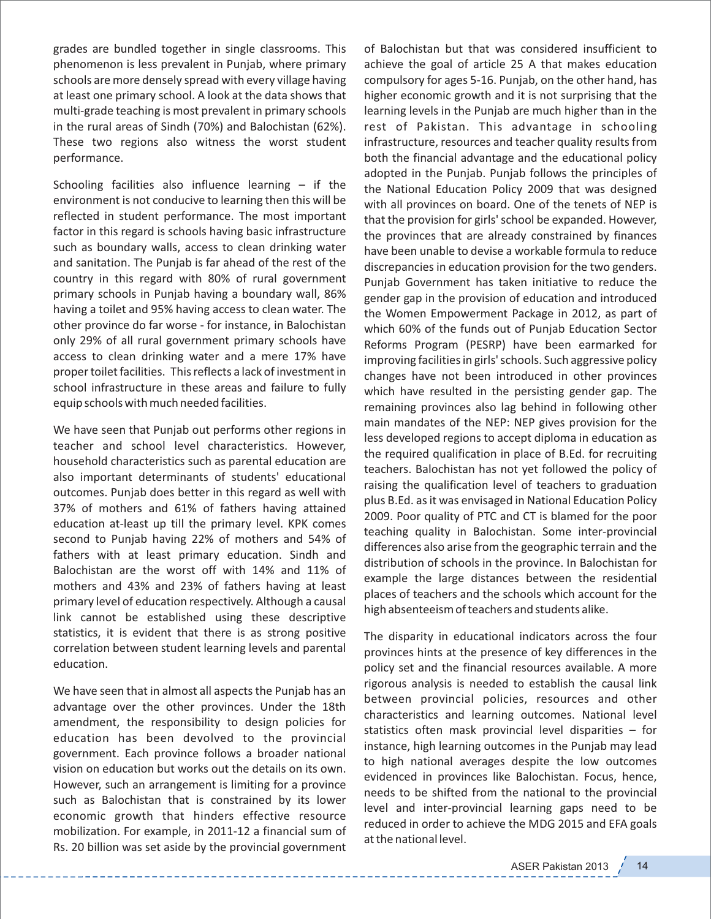grades are bundled together in single classrooms. This phenomenon is less prevalent in Punjab, where primary schools are more densely spread with every village having at least one primary school. A look at the data shows that multi-grade teaching is most prevalent in primary schools in the rural areas of Sindh (70%) and Balochistan (62%). These two regions also witness the worst student performance.

Schooling facilities also influence learning – if the environment is not conducive to learning then this will be reflected in student performance. The most important factor in this regard is schools having basic infrastructure such as boundary walls, access to clean drinking water and sanitation. The Punjab is far ahead of the rest of the country in this regard with 80% of rural government primary schools in Punjab having a boundary wall, 86% having a toilet and 95% having access to clean water. The other province do far worse - for instance, in Balochistan only 29% of all rural government primary schools have access to clean drinking water and a mere 17% have proper toilet facilities. This reflects a lack of investment in school infrastructure in these areas and failure to fully equip schools with much needed facilities.

We have seen that Punjab out performs other regions in teacher and school level characteristics. However, household characteristics such as parental education are also important determinants of students' educational outcomes. Punjab does better in this regard as well with 37% of mothers and 61% of fathers having attained education at-least up till the primary level. KPK comes second to Punjab having 22% of mothers and 54% of fathers with at least primary education. Sindh and Balochistan are the worst off with 14% and 11% of mothers and 43% and 23% of fathers having at least primary level of education respectively. Although a causal link cannot be established using these descriptive statistics, it is evident that there is as strong positive correlation between student learning levels and parental education.

We have seen that in almost all aspects the Punjab has an advantage over the other provinces. Under the 18th amendment, the responsibility to design policies for education has been devolved to the provincial government. Each province follows a broader national vision on education but works out the details on its own. However, such an arrangement is limiting for a province such as Balochistan that is constrained by its lower economic growth that hinders effective resource mobilization. For example, in 2011-12 a financial sum of Rs. 20 billion was set aside by the provincial government of Balochistan but that was considered insufficient to achieve the goal of article 25 A that makes education compulsory for ages 5-16. Punjab, on the other hand, has higher economic growth and it is not surprising that the learning levels in the Punjab are much higher than in the rest of Pakistan. This advantage in schooling infrastructure, resources and teacher quality results from both the financial advantage and the educational policy adopted in the Punjab. Punjab follows the principles of the National Education Policy 2009 that was designed with all provinces on board. One of the tenets of NEP is that the provision for girls' school be expanded. However, the provinces that are already constrained by finances have been unable to devise a workable formula to reduce discrepancies in education provision for the two genders. Punjab Government has taken initiative to reduce the gender gap in the provision of education and introduced the Women Empowerment Package in 2012, as part of which 60% of the funds out of Punjab Education Sector Reforms Program (PESRP) have been earmarked for improving facilities in girls' schools. Such aggressive policy changes have not been introduced in other provinces which have resulted in the persisting gender gap. The remaining provinces also lag behind in following other main mandates of the NEP: NEP gives provision for the less developed regions to accept diploma in education as the required qualification in place of B.Ed. for recruiting teachers. Balochistan has not yet followed the policy of raising the qualification level of teachers to graduation plus B.Ed. as it was envisaged in National Education Policy 2009. Poor quality of PTC and CT is blamed for the poor teaching quality in Balochistan. Some inter-provincial differences also arise from the geographic terrain and the distribution of schools in the province. In Balochistan for example the large distances between the residential places of teachers and the schools which account for the high absenteeism of teachers and students alike.

The disparity in educational indicators across the four provinces hints at the presence of key differences in the policy set and the financial resources available. A more rigorous analysis is needed to establish the causal link between provincial policies, resources and other characteristics and learning outcomes. National level statistics often mask provincial level disparities – for instance, high learning outcomes in the Punjab may lead to high national averages despite the low outcomes evidenced in provinces like Balochistan. Focus, hence, needs to be shifted from the national to the provincial level and inter-provincial learning gaps need to be reduced in order to achieve the MDG 2015 and EFA goals at the national level.